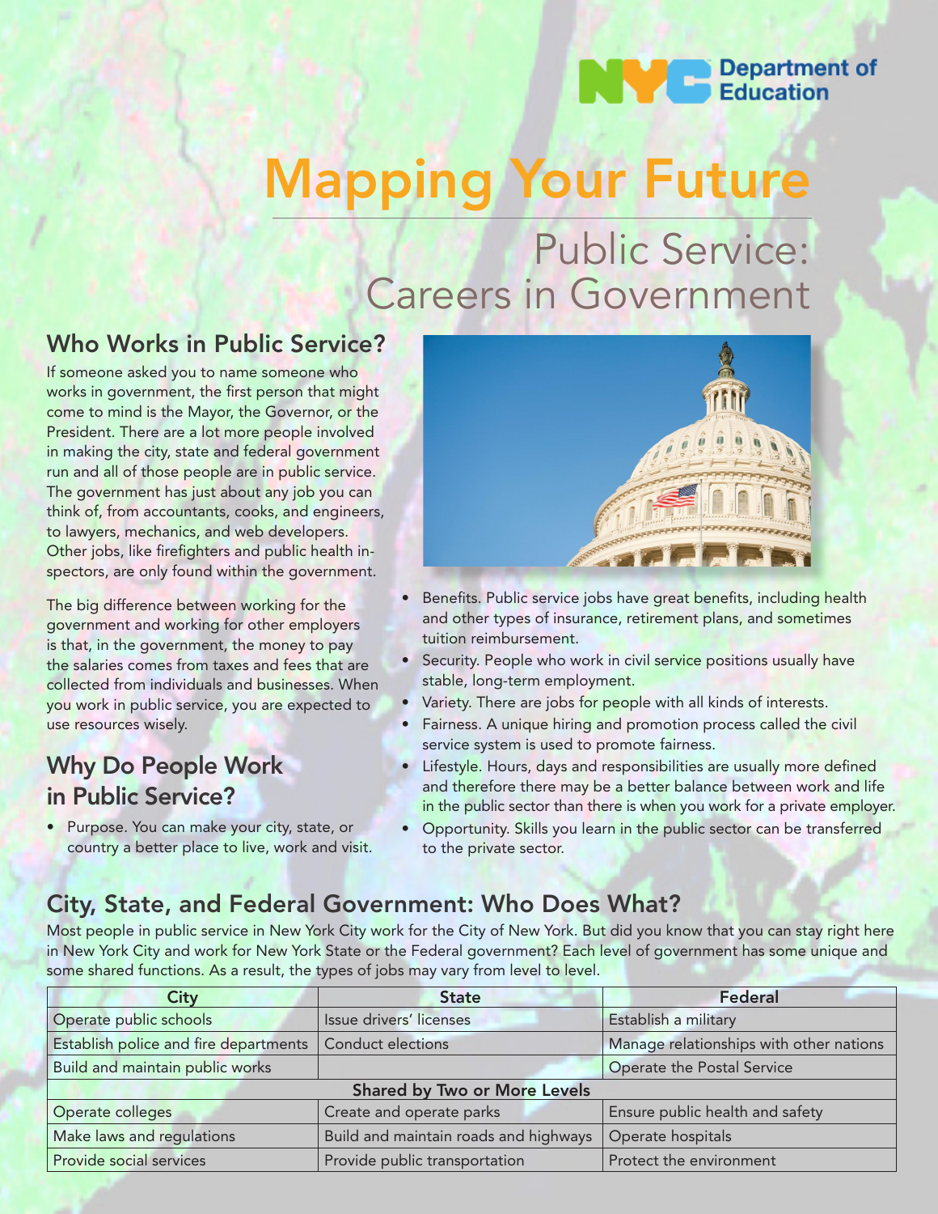# Mapping Your Future

## Public Service: Careers in Government

### Who Works in Public Service?

If someone asked you to name someone who works in government, the first person that might come to mind is the Mayor, the Governor, or the President. There are a lot more people involved in making the city, state and federal government run and all of those people are in public service. The government has just about any job you can think of, from accountants, cooks, and engineers, to lawyers, mechanics, and web developers. Other jobs, like firefighters and public health inspectors, are only found within the government.

The big difference between working for the government and working for other employers is that, in the government, the money to pay the salaries comes from taxes and fees that are collected from individuals and businesses. When you work in public service, you are expected to use resources wisely.

### Why Do People Work in Public Service?

- Purpose. You can make your city, state, or country a better place to live, work and visit.
- Benefits. Public service jobs have great benefits, including health and other types of insurance, retirement plans, and sometimes tuition reimbursement.
- Security. People who work in civil service positions usually have stable, long-term employment.
- Variety. There are jobs for people with all kinds of interests.
- Fairness. A unique hiring and promotion process called the civil service system is used to promote fairness.
- Lifestyle. Hours, days and responsibilities are usually more defined and therefore there may be a better balance between work and life in the public sector than there is when you work for a private employer.
- Opportunity. Skills you learn in the public sector can be transferred to the private sector.

### City, State, and Federal Government: Who Does What?

Most people in public service in New York City work for the City of New York. But did you know that you can stay right here in New York City and work for New York State or the Federal government? Each level of government has some unique and some shared functions. As a result, the types of jobs may vary from level to level.

| City | State | Federal |
|---|---|---|
| Operate public schools | Issue drivers' licenses | Establish a military |
| Establish police and fire departments | Conduct elections | Manage relationships with other nations |
| Build and maintain public works | | Operate the Postal Service |
| **Shared by Two or More Levels** | | |
| Operate colleges | Create and operate parks | Ensure public health and safety |
| Make laws and regulations | Build and maintain roads and highways | Operate hospitals |
| Provide social services | Provide public transportation | Protect the environment |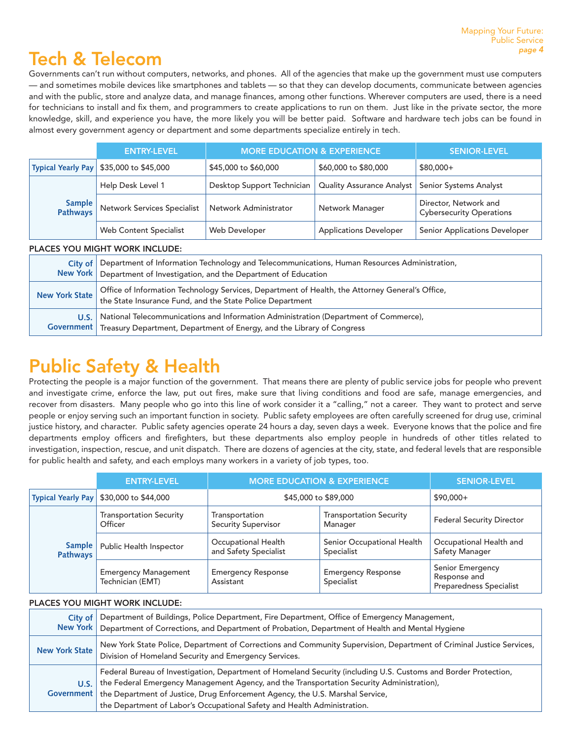# Tech & Telecom

Governments can't run without computers, networks, and phones. All of the agencies that make up the government must use computers — and sometimes mobile devices like smartphones and tablets — so that they can develop documents, communicate between agencies and with the public, store and analyze data, and manage finances, among other functions. Wherever computers are used, there is a need for technicians to install and fix them, and programmers to create applications to run on them. Just like in the private sector, the more knowledge, skill, and experience you have, the more likely you will be better paid. Software and hardware tech jobs can be found in almost every government agency or department and some departments specialize entirely in tech.

| | ENTRY-LEVEL | MORE EDUCATION & EXPERIENCE | | SENIOR-LEVEL |
|---|---|---|---|---|
| **Typical Yearly Pay** | $35,000 to $45,000 | $45,000 to $60,000 | $60,000 to $80,000 | $80,000+ |
| **Sample Pathways** | Help Desk Level 1 | Desktop Support Technician | Quality Assurance Analyst | Senior Systems Analyst |
| | Network Services Specialist | Network Administrator | Network Manager | Director, Network and Cybersecurity Operations |
| | Web Content Specialist | Web Developer | Applications Developer | Senior Applications Developer |

**PLACES YOU MIGHT WORK INCLUDE:**

| | |
|---|---|
| **City of New York** | Department of Information Technology and Telecommunications, Human Resources Administration, Department of Investigation, and the Department of Education |
| **New York State** | Office of Information Technology Services, Department of Health, the Attorney General's Office, the State Insurance Fund, and the State Police Department |
| **U.S. Government** | National Telecommunications and Information Administration (Department of Commerce), Treasury Department, Department of Energy, and the Library of Congress |

# Public Safety & Health

Protecting the people is a major function of the government. That means there are plenty of public service jobs for people who prevent and investigate crime, enforce the law, put out fires, make sure that living conditions and food are safe, manage emergencies, and recover from disasters. Many people who go into this line of work consider it a "calling," not a career. They want to protect and serve people or enjoy serving such an important function in society. Public safety employees are often carefully screened for drug use, criminal justice history, and character. Public safety agencies operate 24 hours a day, seven days a week. Everyone knows that the police and fire departments employ officers and firefighters, but these departments also employ people in hundreds of other titles related to investigation, inspection, rescue, and unit dispatch. There are dozens of agencies at the city, state, and federal levels that are responsible for public health and safety, and each employs many workers in a variety of job types, too.

| | ENTRY-LEVEL | MORE EDUCATION & EXPERIENCE | | SENIOR-LEVEL |
|---|---|---|---|---|
| **Typical Yearly Pay** | $30,000 to $44,000 | $45,000 to $89,000 | | $90,000+ |
| **Sample Pathways** | Transportation Security Officer | Transportation Security Supervisor | Transportation Security Manager | Federal Security Director |
| | Public Health Inspector | Occupational Health and Safety Specialist | Senior Occupational Health Specialist | Occupational Health and Safety Manager |
| | Emergency Management Technician (EMT) | Emergency Response Assistant | Emergency Response Specialist | Senior Emergency Response and Preparedness Specialist |

**PLACES YOU MIGHT WORK INCLUDE:**

| | |
|---|---|
| **City of New York** | Department of Buildings, Police Department, Fire Department, Office of Emergency Management, Department of Corrections, and Department of Probation, Department of Health and Mental Hygiene |
| **New York State** | New York State Police, Department of Corrections and Community Supervision, Department of Criminal Justice Services, Division of Homeland Security and Emergency Services. |
| **U.S. Government** | Federal Bureau of Investigation, Department of Homeland Security (including U.S. Customs and Border Protection, the Federal Emergency Management Agency, and the Transportation Security Administration), the Department of Justice, Drug Enforcement Agency, the U.S. Marshal Service, the Department of Labor's Occupational Safety and Health Administration. |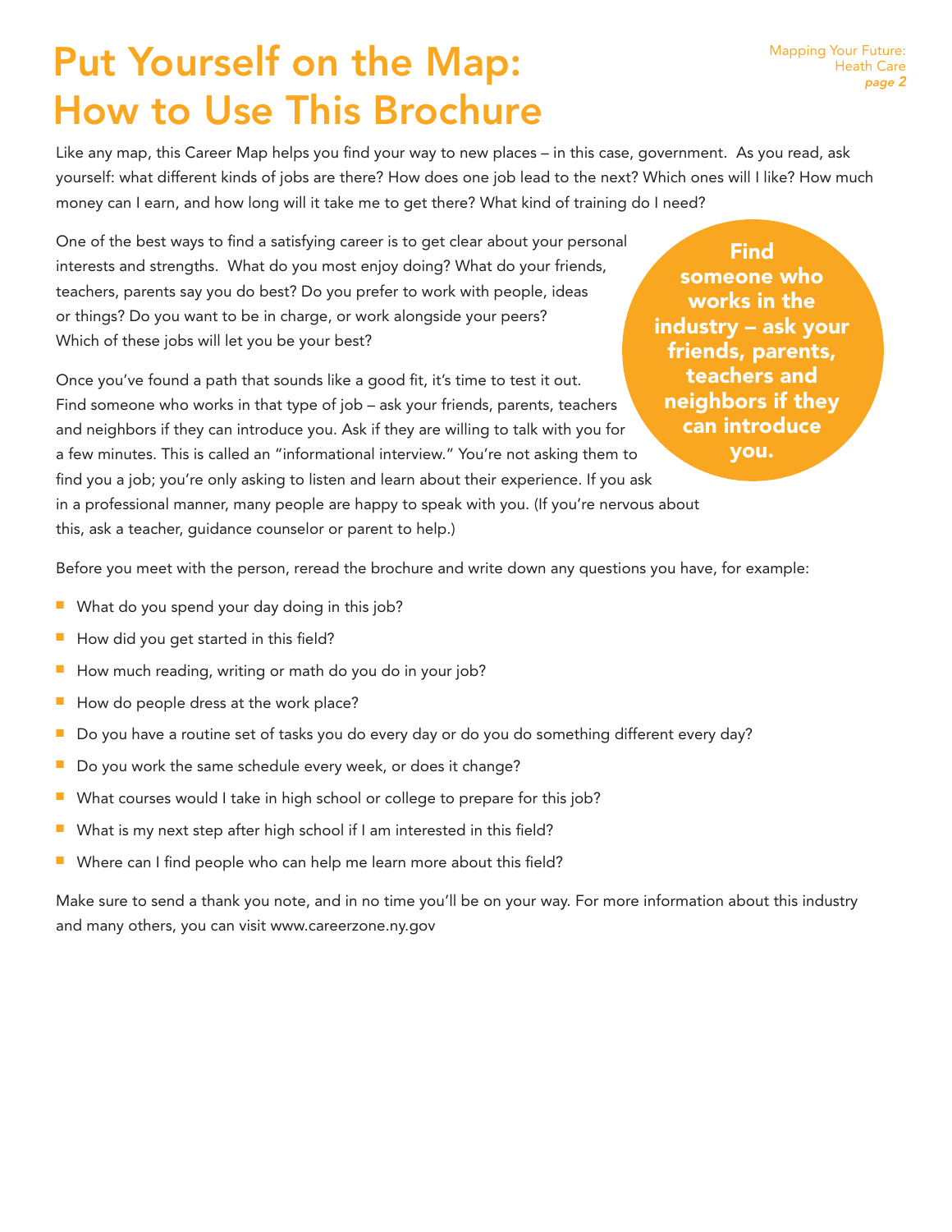# Put Yourself on the Map: How to Use This Brochure

Like any map, this Career Map helps you find your way to new places – in this case, government. As you read, ask yourself: what different kinds of jobs are there? How does one job lead to the next? Which ones will I like? How much money can I earn, and how long will it take me to get there? What kind of training do I need?

One of the best ways to find a satisfying career is to get clear about your personal interests and strengths. What do you most enjoy doing? What do your friends, teachers, parents say you do best? Do you prefer to work with people, ideas or things? Do you want to be in charge, or work alongside your peers? Which of these jobs will let you be your best?

**Find someone who works in the industry – ask your friends, parents, teachers and neighbors if they can introduce you.**

Once you've found a path that sounds like a good fit, it's time to test it out. Find someone who works in that type of job – ask your friends, parents, teachers and neighbors if they can introduce you. Ask if they are willing to talk with you for a few minutes. This is called an "informational interview." You're not asking them to find you a job; you're only asking to listen and learn about their experience. If you ask in a professional manner, many people are happy to speak with you. (If you're nervous about this, ask a teacher, guidance counselor or parent to help.)

Before you meet with the person, reread the brochure and write down any questions you have, for example:

- What do you spend your day doing in this job?
- How did you get started in this field?
- How much reading, writing or math do you do in your job?
- How do people dress at the work place?
- Do you have a routine set of tasks you do every day or do you do something different every day?
- Do you work the same schedule every week, or does it change?
- What courses would I take in high school or college to prepare for this job?
- What is my next step after high school if I am interested in this field?
- Where can I find people who can help me learn more about this field?

Make sure to send a thank you note, and in no time you'll be on your way. For more information about this industry and many others, you can visit www.careerzone.ny.gov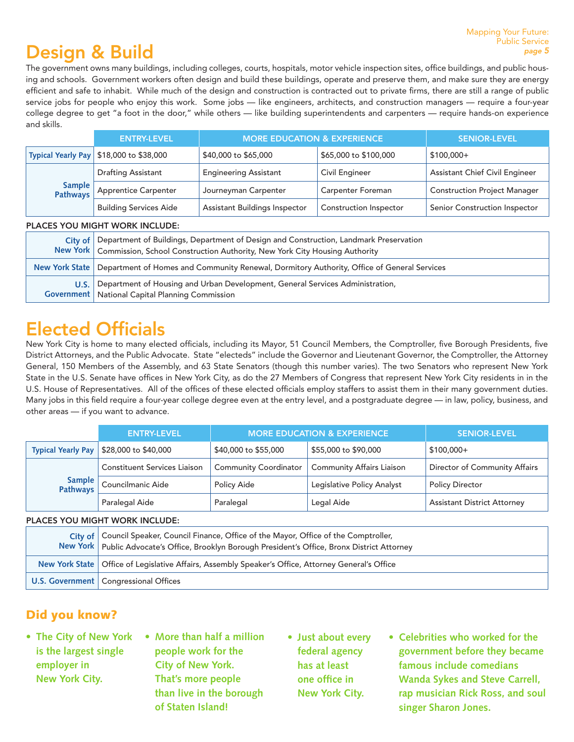# Design & Build

The government owns many buildings, including colleges, courts, hospitals, motor vehicle inspection sites, office buildings, and public housing and schools. Government workers often design and build these buildings, operate and preserve them, and make sure they are energy efficient and safe to inhabit. While much of the design and construction is contracted out to private firms, there are still a range of public service jobs for people who enjoy this work. Some jobs — like engineers, architects, and construction managers — require a four-year college degree to get "a foot in the door," while others — like building superintendents and carpenters — require hands-on experience and skills.

| | ENTRY-LEVEL | MORE EDUCATION & EXPERIENCE | | SENIOR-LEVEL |
|---|---|---|---|---|
| **Typical Yearly Pay** | $18,000 to $38,000 | $40,000 to $65,000 | $65,000 to $100,000 | $100,000+ |
| **Sample Pathways** | Drafting Assistant | Engineering Assistant | Civil Engineer | Assistant Chief Civil Engineer |
| | Apprentice Carpenter | Journeyman Carpenter | Carpenter Foreman | Construction Project Manager |
| | Building Services Aide | Assistant Buildings Inspector | Construction Inspector | Senior Construction Inspector |

**PLACES YOU MIGHT WORK INCLUDE:**

| | |
|---|---|
| **City of New York** | Department of Buildings, Department of Design and Construction, Landmark Preservation Commission, School Construction Authority, New York City Housing Authority |
| **New York State** | Department of Homes and Community Renewal, Dormitory Authority, Office of General Services |
| **U.S. Government** | Department of Housing and Urban Development, General Services Administration, National Capital Planning Commission |

# Elected Officials

New York City is home to many elected officials, including its Mayor, 51 Council Members, the Comptroller, five Borough Presidents, five District Attorneys, and the Public Advocate. State "electeds" include the Governor and Lieutenant Governor, the Comptroller, the Attorney General, 150 Members of the Assembly, and 63 State Senators (though this number varies). The two Senators who represent New York State in the U.S. Senate have offices in New York City, as do the 27 Members of Congress that represent New York City residents in in the U.S. House of Representatives. All of the offices of these elected officials employ staffers to assist them in their many government duties. Many jobs in this field require a four-year college degree even at the entry level, and a postgraduate degree — in law, policy, business, and other areas — if you want to advance.

| | ENTRY-LEVEL | MORE EDUCATION & EXPERIENCE | | SENIOR-LEVEL |
|---|---|---|---|---|
| **Typical Yearly Pay** | $28,000 to $40,000 | $40,000 to $55,000 | $55,000 to $90,000 | $100,000+ |
| **Sample Pathways** | Constituent Services Liaison | Community Coordinator | Community Affairs Liaison | Director of Community Affairs |
| | Councilmanic Aide | Policy Aide | Legislative Policy Analyst | Policy Director |
| | Paralegal Aide | Paralegal | Legal Aide | Assistant District Attorney |

**PLACES YOU MIGHT WORK INCLUDE:**

| | |
|---|---|
| **City of New York** | Council Speaker, Council Finance, Office of the Mayor, Office of the Comptroller, Public Advocate's Office, Brooklyn Borough President's Office, Bronx District Attorney |
| **New York State** | Office of Legislative Affairs, Assembly Speaker's Office, Attorney General's Office |
| **U.S. Government** | Congressional Offices |

## Did you know?

- The City of New York is the largest single employer in New York City.
- More than half a million people work for the City of New York. That's more people than live in the borough of Staten Island!
- Just about every federal agency has at least one office in New York City.
- Celebrities who worked for the government before they became famous include comedians Wanda Sykes and Steve Carrell, rap musician Rick Ross, and soul singer Sharon Jones.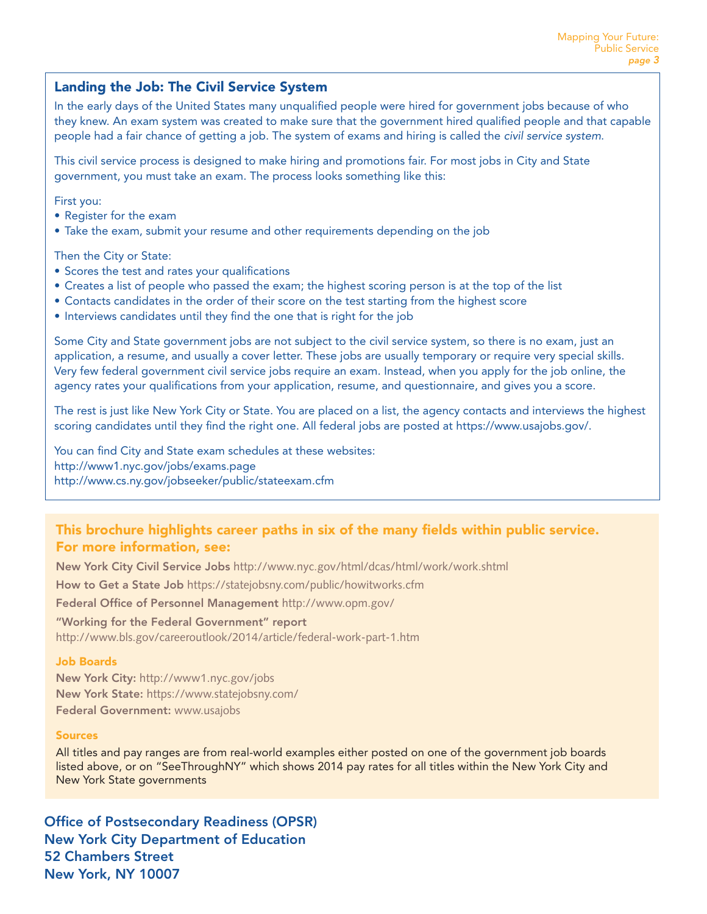## Landing the Job: The Civil Service System

In the early days of the United States many unqualified people were hired for government jobs because of who they knew. An exam system was created to make sure that the government hired qualified people and that capable people had a fair chance of getting a job. The system of exams and hiring is called the *civil service system*.

This civil service process is designed to make hiring and promotions fair. For most jobs in City and State government, you must take an exam. The process looks something like this:

First you:

- Register for the exam
- Take the exam, submit your resume and other requirements depending on the job

Then the City or State:

- Scores the test and rates your qualifications
- Creates a list of people who passed the exam; the highest scoring person is at the top of the list
- Contacts candidates in the order of their score on the test starting from the highest score
- Interviews candidates until they find the one that is right for the job

Some City and State government jobs are not subject to the civil service system, so there is no exam, just an application, a resume, and usually a cover letter. These jobs are usually temporary or require very special skills. Very few federal government civil service jobs require an exam. Instead, when you apply for the job online, the agency rates your qualifications from your application, resume, and questionnaire, and gives you a score.

The rest is just like New York City or State. You are placed on a list, the agency contacts and interviews the highest scoring candidates until they find the right one. All federal jobs are posted at https://www.usajobs.gov/.

You can find City and State exam schedules at these websites:
http://www1.nyc.gov/jobs/exams.page
http://www.cs.ny.gov/jobseeker/public/stateexam.cfm

### This brochure highlights career paths in six of the many fields within public service. For more information, see:

**New York City Civil Service Jobs** http://www.nyc.gov/html/dcas/html/work/work.shtml

**How to Get a State Job** https://statejobsny.com/public/howitworks.cfm

**Federal Office of Personnel Management** http://www.opm.gov/

**"Working for the Federal Government" report**
http://www.bls.gov/careeroutlook/2014/article/federal-work-part-1.htm

#### Job Boards

**New York City:** http://www1.nyc.gov/jobs
**New York State:** https://www.statejobsny.com/
**Federal Government:** www.usajobs

#### Sources

All titles and pay ranges are from real-world examples either posted on one of the government job boards listed above, or on "SeeThroughNY" which shows 2014 pay rates for all titles within the New York City and New York State governments

**Office of Postsecondary Readiness (OPSR)**
**New York City Department of Education**
**52 Chambers Street**
**New York, NY 10007**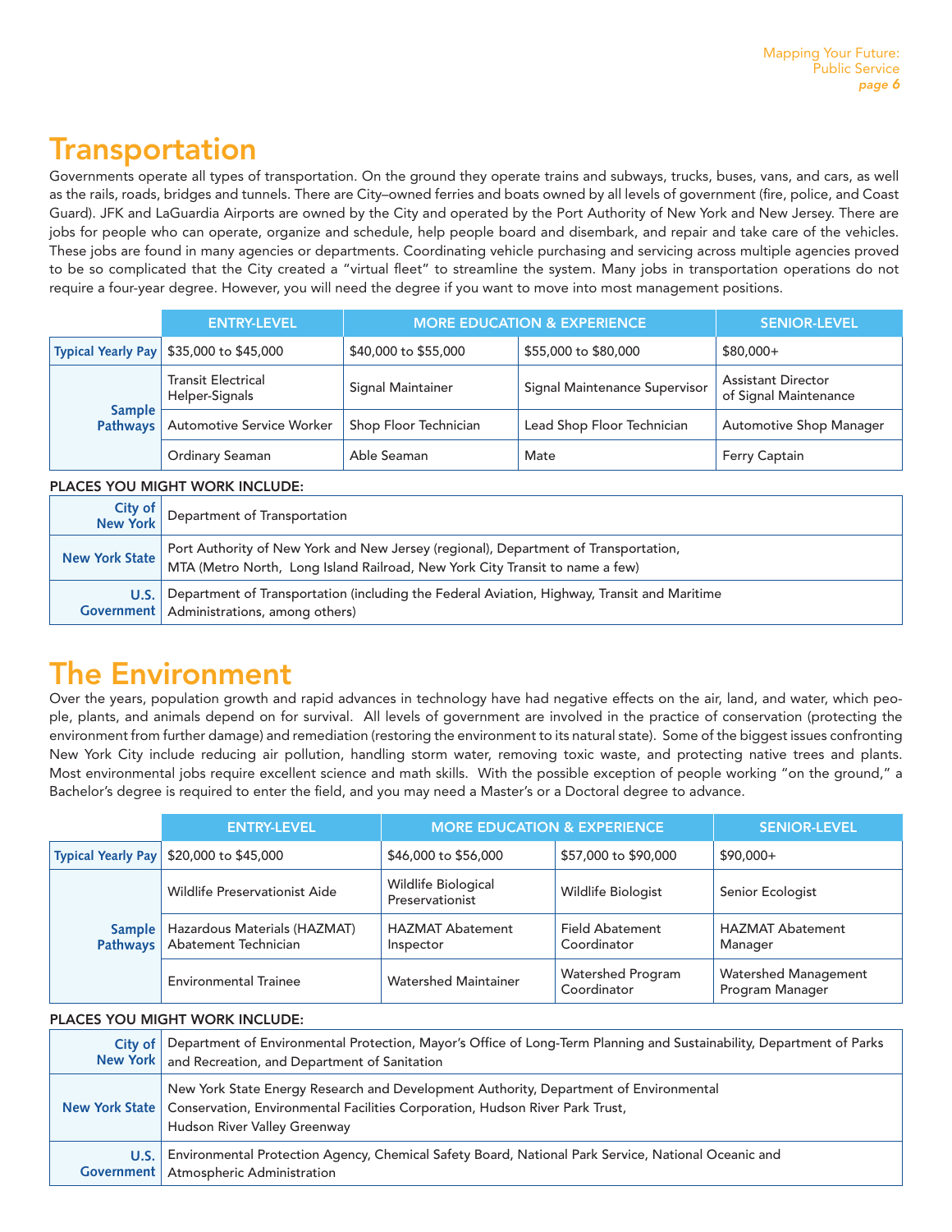# Transportation

Governments operate all types of transportation. On the ground they operate trains and subways, trucks, buses, vans, and cars, as well as the rails, roads, bridges and tunnels. There are City–owned ferries and boats owned by all levels of government (fire, police, and Coast Guard). JFK and LaGuardia Airports are owned by the City and operated by the Port Authority of New York and New Jersey. There are jobs for people who can operate, organize and schedule, help people board and disembark, and repair and take care of the vehicles. These jobs are found in many agencies or departments. Coordinating vehicle purchasing and servicing across multiple agencies proved to be so complicated that the City created a "virtual fleet" to streamline the system. Many jobs in transportation operations do not require a four-year degree. However, you will need the degree if you want to move into most management positions.

| | ENTRY-LEVEL | MORE EDUCATION & EXPERIENCE | | SENIOR-LEVEL |
|---|---|---|---|---|
| **Typical Yearly Pay** | $35,000 to $45,000 | $40,000 to $55,000 | $55,000 to $80,000 | $80,000+ |
| **Sample Pathways** | Transit Electrical Helper-Signals | Signal Maintainer | Signal Maintenance Supervisor | Assistant Director of Signal Maintenance |
| | Automotive Service Worker | Shop Floor Technician | Lead Shop Floor Technician | Automotive Shop Manager |
| | Ordinary Seaman | Able Seaman | Mate | Ferry Captain |

**PLACES YOU MIGHT WORK INCLUDE:**

| | |
|---|---|
| **City of New York** | Department of Transportation |
| **New York State** | Port Authority of New York and New Jersey (regional), Department of Transportation, MTA (Metro North, Long Island Railroad, New York City Transit to name a few) |
| **U.S. Government** | Department of Transportation (including the Federal Aviation, Highway, Transit and Maritime Administrations, among others) |

# The Environment

Over the years, population growth and rapid advances in technology have had negative effects on the air, land, and water, which people, plants, and animals depend on for survival. All levels of government are involved in the practice of conservation (protecting the environment from further damage) and remediation (restoring the environment to its natural state). Some of the biggest issues confronting New York City include reducing air pollution, handling storm water, removing toxic waste, and protecting native trees and plants. Most environmental jobs require excellent science and math skills. With the possible exception of people working "on the ground," a Bachelor's degree is required to enter the field, and you may need a Master's or a Doctoral degree to advance.

| | ENTRY-LEVEL | MORE EDUCATION & EXPERIENCE | | SENIOR-LEVEL |
|---|---|---|---|---|
| **Typical Yearly Pay** | $20,000 to $45,000 | $46,000 to $56,000 | $57,000 to $90,000 | $90,000+ |
| **Sample Pathways** | Wildlife Preservationist Aide | Wildlife Biological Preservationist | Wildlife Biologist | Senior Ecologist |
| | Hazardous Materials (HAZMAT) Abatement Technician | HAZMAT Abatement Inspector | Field Abatement Coordinator | HAZMAT Abatement Manager |
| | Environmental Trainee | Watershed Maintainer | Watershed Program Coordinator | Watershed Management Program Manager |

**PLACES YOU MIGHT WORK INCLUDE:**

| | |
|---|---|
| **City of New York** | Department of Environmental Protection, Mayor's Office of Long-Term Planning and Sustainability, Department of Parks and Recreation, and Department of Sanitation |
| **New York State** | New York State Energy Research and Development Authority, Department of Environmental Conservation, Environmental Facilities Corporation, Hudson River Park Trust, Hudson River Valley Greenway |
| **U.S. Government** | Environmental Protection Agency, Chemical Safety Board, National Park Service, National Oceanic and Atmospheric Administration |